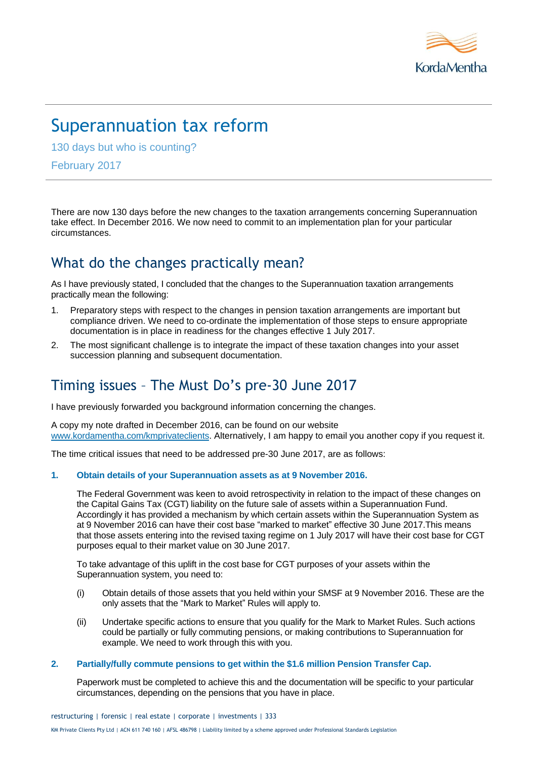# Superannuation tax reform

130 days but who is counting?

February 2017

There are now 130 days before the new changes to the taxation arrangements concerning Superannuation take effect. In December 2016. We now need to commit to an implementation plan for your particular circumstances.

## What do the changes practically mean?

As I have previously stated, I concluded that the changes to the Superannuation taxation arrangements practically mean the following:

1. Preparatory steps with respect to the changes in pension taxation arrangements are important but compliance driven. We need to co-ordinate the implementation of those steps to ensure appropriate documentation is in place in readiness for the changes effective 1 July 2017.
2. The most significant challenge is to integrate the impact of these taxation changes into your asset succession planning and subsequent documentation.

## Timing issues – The Must Do's pre-30 June 2017

I have previously forwarded you background information concerning the changes.

A copy my note drafted in December 2016, can be found on our website www.kordamentha.com/kmprivateclients. Alternatively, I am happy to email you another copy if you request it.

The time critical issues that need to be addressed pre-30 June 2017, are as follows:

### 1. Obtain details of your Superannuation assets as at 9 November 2016.

The Federal Government was keen to avoid retrospectivity in relation to the impact of these changes on the Capital Gains Tax (CGT) liability on the future sale of assets within a Superannuation Fund. Accordingly it has provided a mechanism by which certain assets within the Superannuation System as at 9 November 2016 can have their cost base "marked to market" effective 30 June 2017.This means that those assets entering into the revised taxing regime on 1 July 2017 will have their cost base for CGT purposes equal to their market value on 30 June 2017.

To take advantage of this uplift in the cost base for CGT purposes of your assets within the Superannuation system, you need to:

(i) Obtain details of those assets that you held within your SMSF at 9 November 2016. These are the only assets that the "Mark to Market" Rules will apply to.

(ii) Undertake specific actions to ensure that you qualify for the Mark to Market Rules. Such actions could be partially or fully commuting pensions, or making contributions to Superannuation for example. We need to work through this with you.

### 2. Partially/fully commute pensions to get within the $1.6 million Pension Transfer Cap.

Paperwork must be completed to achieve this and the documentation will be specific to your particular circumstances, depending on the pensions that you have in place.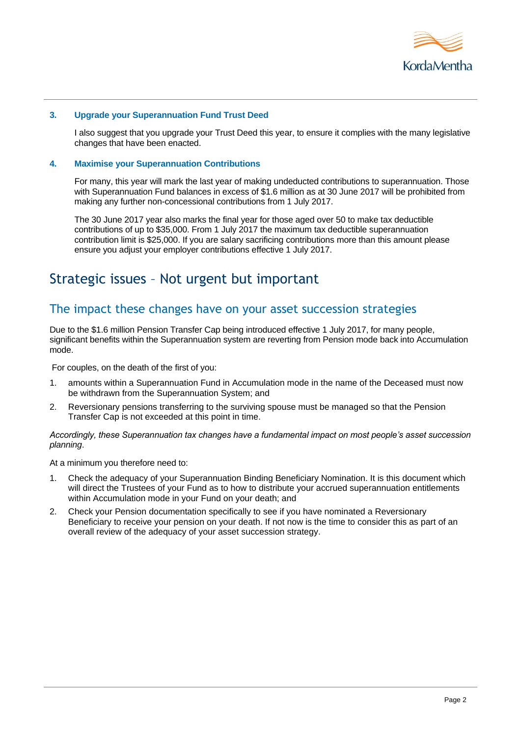### 3. Upgrade your Superannuation Fund Trust Deed

I also suggest that you upgrade your Trust Deed this year, to ensure it complies with the many legislative changes that have been enacted.

### 4. Maximise your Superannuation Contributions

For many, this year will mark the last year of making undeducted contributions to superannuation. Those with Superannuation Fund balances in excess of $1.6 million as at 30 June 2017 will be prohibited from making any further non-concessional contributions from 1 July 2017.

The 30 June 2017 year also marks the final year for those aged over 50 to make tax deductible contributions of up to $35,000. From 1 July 2017 the maximum tax deductible superannuation contribution limit is $25,000. If you are salary sacrificing contributions more than this amount please ensure you adjust your employer contributions effective 1 July 2017.

# Strategic issues – Not urgent but important

## The impact these changes have on your asset succession strategies

Due to the $1.6 million Pension Transfer Cap being introduced effective 1 July 2017, for many people, significant benefits within the Superannuation system are reverting from Pension mode back into Accumulation mode.

For couples, on the death of the first of you:

1. amounts within a Superannuation Fund in Accumulation mode in the name of the Deceased must now be withdrawn from the Superannuation System; and
2. Reversionary pensions transferring to the surviving spouse must be managed so that the Pension Transfer Cap is not exceeded at this point in time.

*Accordingly, these Superannuation tax changes have a fundamental impact on most people's asset succession planning*.

At a minimum you therefore need to:

1. Check the adequacy of your Superannuation Binding Beneficiary Nomination. It is this document which will direct the Trustees of your Fund as to how to distribute your accrued superannuation entitlements within Accumulation mode in your Fund on your death; and
2. Check your Pension documentation specifically to see if you have nominated a Reversionary Beneficiary to receive your pension on your death. If not now is the time to consider this as part of an overall review of the adequacy of your asset succession strategy.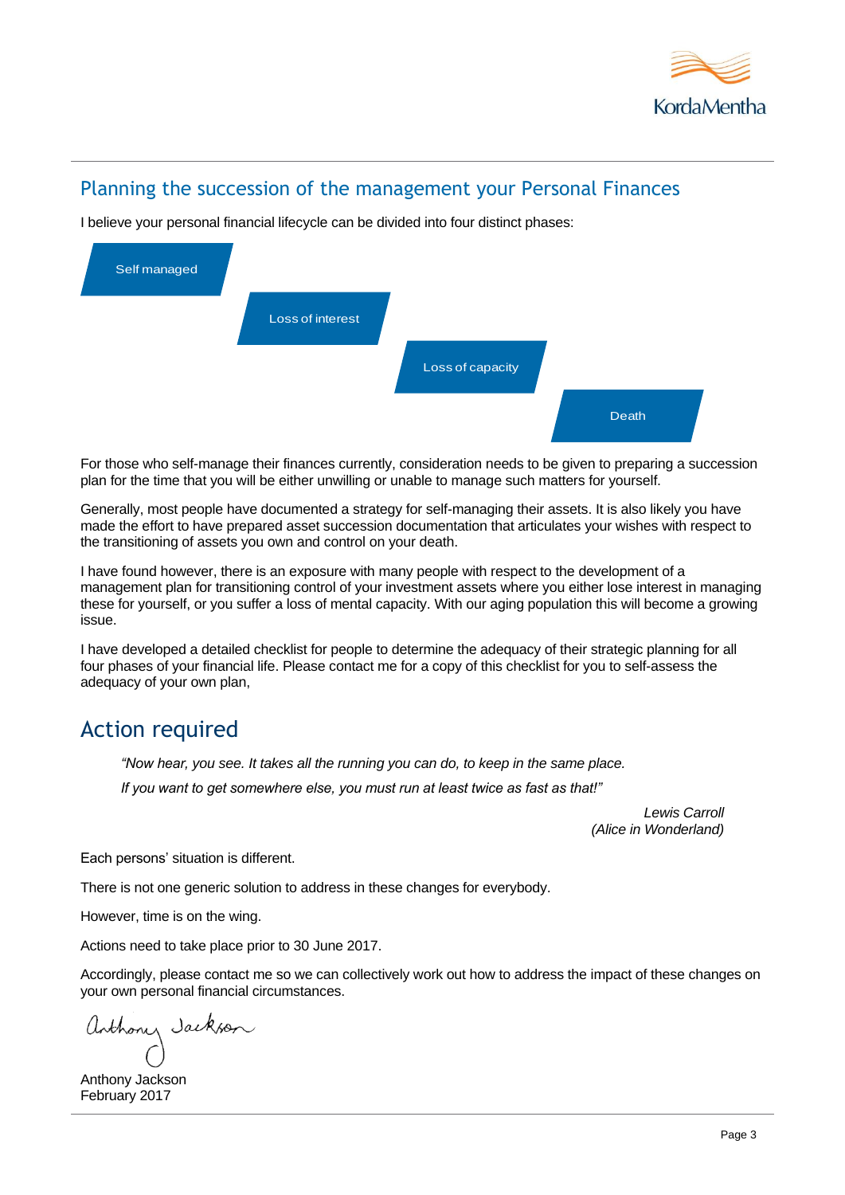## Planning the succession of the management your Personal Finances

I believe your personal financial lifecycle can be divided into four distinct phases:

Self managed

Loss of interest

Loss of capacity

Death

For those who self-manage their finances currently, consideration needs to be given to preparing a succession plan for the time that you will be either unwilling or unable to manage such matters for yourself.

Generally, most people have documented a strategy for self-managing their assets. It is also likely you have made the effort to have prepared asset succession documentation that articulates your wishes with respect to the transitioning of assets you own and control on your death.

I have found however, there is an exposure with many people with respect to the development of a management plan for transitioning control of your investment assets where you either lose interest in managing these for yourself, or you suffer a loss of mental capacity. With our aging population this will become a growing issue.

I have developed a detailed checklist for people to determine the adequacy of their strategic planning for all four phases of your financial life. Please contact me for a copy of this checklist for you to self-assess the adequacy of your own plan,

## Action required

*"Now hear, you see. It takes all the running you can do, to keep in the same place.*

*If you want to get somewhere else, you must run at least twice as fast as that!"*

*Lewis Carroll*
*(Alice in Wonderland)*

Each persons' situation is different.

There is not one generic solution to address in these changes for everybody.

However, time is on the wing.

Actions need to take place prior to 30 June 2017.

Accordingly, please contact me so we can collectively work out how to address the impact of these changes on your own personal financial circumstances.

Anthony Jackson

Anthony Jackson
February 2017